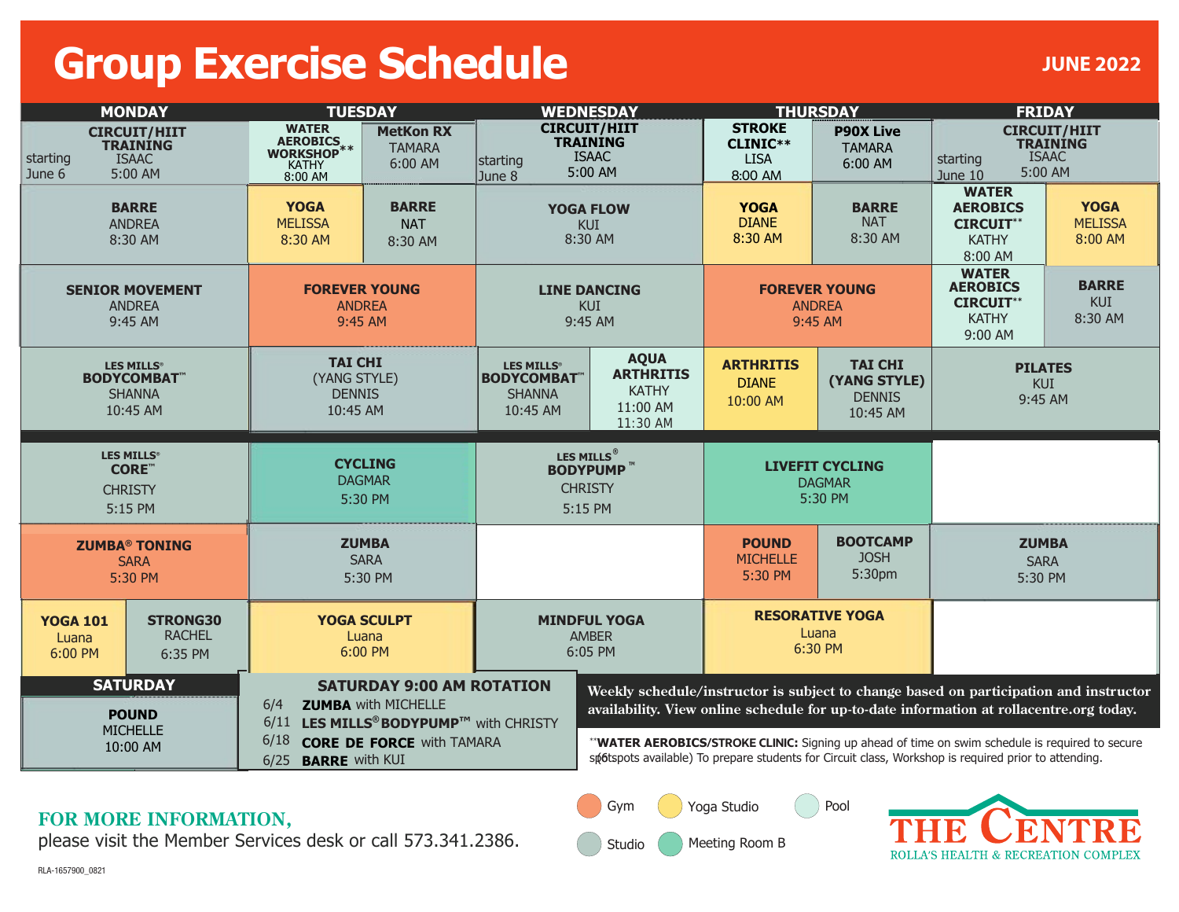# Group Exercise Schedule

**JUNE 2022**

| MONDAY | TUESDAY | WEDNESDAY | THURSDAY | FRIDAY |
|---|---|---|---|---|
| **CIRCUIT/HIIT TRAINING** ISAAC 5:00 AM starting June 6 | **WATER AEROBICS WORKSHOP**** KATHY 8:00 AM / **MetKon RX** TAMARA 6:00 AM | **CIRCUIT/HIIT TRAINING** ISAAC 5:00 AM starting June 8 | **STROKE CLINIC**** LISA 8:00 AM / **P90X Live** TAMARA 6:00 AM | **CIRCUIT/HIIT TRAINING** ISAAC 5:00 AM starting June 10 |
| **BARRE** ANDREA 8:30 AM | **YOGA** MELISSA 8:30 AM / **BARRE** NAT 8:30 AM | **YOGA FLOW** KUI 8:30 AM | **YOGA** DIANE 8:30 AM / **BARRE** NAT 8:30 AM | **WATER AEROBICS CIRCUIT**** KATHY 8:00 AM / **YOGA** MELISSA 8:00 AM |
| **SENIOR MOVEMENT** ANDREA 9:45 AM | **FOREVER YOUNG** ANDREA 9:45 AM | **LINE DANCING** KUI 9:45 AM | **FOREVER YOUNG** ANDREA 9:45 AM | **WATER AEROBICS CIRCUIT**** KATHY 9:00 AM / **BARRE** KUI 8:30 AM |
| **LES MILLS® BODYCOMBAT™** SHANNA 10:45 AM | **TAI CHI** (YANG STYLE) DENNIS 10:45 AM | **LES MILLS® BODYCOMBAT™** SHANNA 10:45 AM / **AQUA ARTHRITIS** KATHY 11:00 AM 11:30 AM | **ARTHRITIS** DIANE 10:00 AM / **TAI CHI (YANG STYLE)** DENNIS 10:45 AM | **PILATES** KUI 9:45 AM |
| **LES MILLS® CORE™** CHRISTY 5:15 PM | **CYCLING** DAGMAR 5:30 PM | **LES MILLS® BODYPUMP™** CHRISTY 5:15 PM | **LIVEFIT CYCLING** DAGMAR 5:30 PM | |
| **ZUMBA® TONING** SARA 5:30 PM | **ZUMBA** SARA 5:30 PM | | **POUND** MICHELLE 5:30 PM / **BOOTCAMP** JOSH 5:30pm | **ZUMBA** SARA 5:30 PM |
| **YOGA 101** Luana 6:00 PM / **STRONG30** RACHEL 6:35 PM | **YOGA SCULPT** Luana 6:00 PM | **MINDFUL YOGA** AMBER 6:05 PM | **RESORATIVE YOGA** Luana 6:30 PM | |

## SATURDAY

**POUND**
MICHELLE
10:00 AM

## SATURDAY 9:00 AM ROTATION

- 6/4 **ZUMBA** with MICHELLE
- 6/11 **LES MILLS® BODYPUMP™** with CHRISTY
- 6/18 **CORE DE FORCE** with TAMARA
- 6/25 **BARRE** with KUI

**Weekly schedule/instructor is subject to change based on participation and instructor availability. View online schedule for up-to-date information at rollacentre.org today.**

****WATER AEROBICS/STROKE CLINIC:** Signing up ahead of time on swim schedule is required to secure spot (6 spots available) To prepare students for Circuit class, Workshop is required prior to attending.

Gym · Yoga Studio · Pool · Studio · Meeting Room B

**FOR MORE INFORMATION,**
please visit the Member Services desk or call 573.341.2386.

THE CENTRE
ROLLA'S HEALTH & RECREATION COMPLEX

RLA-1657900_0821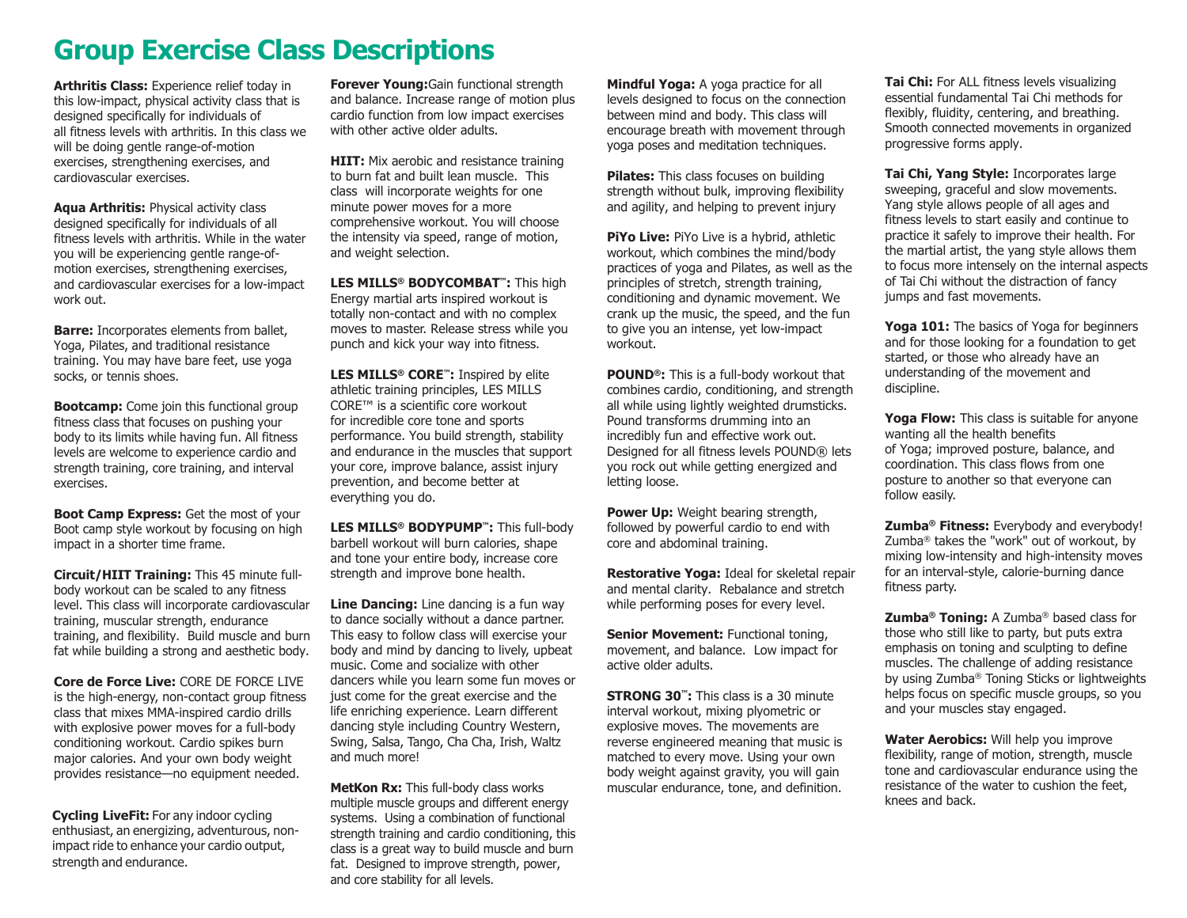# Group Exercise Class Descriptions

**Arthritis Class:** Experience relief today in this low-impact, physical activity class that is designed specifically for individuals of all fitness levels with arthritis. In this class we will be doing gentle range-of-motion exercises, strengthening exercises, and cardiovascular exercises.

**Aqua Arthritis:** Physical activity class designed specifically for individuals of all fitness levels with arthritis. While in the water you will be experiencing gentle range-of-motion exercises, strengthening exercises, and cardiovascular exercises for a low-impact work out.

**Barre:** Incorporates elements from ballet, Yoga, Pilates, and traditional resistance training. You may have bare feet, use yoga socks, or tennis shoes.

**Bootcamp:** Come join this functional group fitness class that focuses on pushing your body to its limits while having fun. All fitness levels are welcome to experience cardio and strength training, core training, and interval exercises.

**Boot Camp Express:** Get the most of your Boot camp style workout by focusing on high impact in a shorter time frame.

**Circuit/HIIT Training:** This 45 minute full-body workout can be scaled to any fitness level. This class will incorporate cardiovascular training, muscular strength, endurance training, and flexibility. Build muscle and burn fat while building a strong and aesthetic body.

**Core de Force Live:** CORE DE FORCE LIVE is the high-energy, non-contact group fitness class that mixes MMA-inspired cardio drills with explosive power moves for a full-body conditioning workout. Cardio spikes burn major calories. And your own body weight provides resistance—no equipment needed.

**Cycling LiveFit:** For any indoor cycling enthusiast, an energizing, adventurous, non-impact ride to enhance your cardio output, strength and endurance.

**Forever Young:** Gain functional strength and balance. Increase range of motion plus cardio function from low impact exercises with other active older adults.

**HIIT:** Mix aerobic and resistance training to burn fat and built lean muscle. This class will incorporate weights for one minute power moves for a more comprehensive workout. You will choose the intensity via speed, range of motion, and weight selection.

**LES MILLS® BODYCOMBAT™:** This high Energy martial arts inspired workout is totally non-contact and with no complex moves to master. Release stress while you punch and kick your way into fitness.

**LES MILLS® CORE™:** Inspired by elite athletic training principles, LES MILLS CORE™ is a scientific core workout for incredible core tone and sports performance. You build strength, stability and endurance in the muscles that support your core, improve balance, assist injury prevention, and become better at everything you do.

**LES MILLS® BODYPUMP™:** This full-body barbell workout will burn calories, shape and tone your entire body, increase core strength and improve bone health.

**Line Dancing:** Line dancing is a fun way to dance socially without a dance partner. This easy to follow class will exercise your body and mind by dancing to lively, upbeat music. Come and socialize with other dancers while you learn some fun moves or just come for the great exercise and the life enriching experience. Learn different dancing style including Country Western, Swing, Salsa, Tango, Cha Cha, Irish, Waltz and much more!

**MetKon Rx:** This full-body class works multiple muscle groups and different energy systems. Using a combination of functional strength training and cardio conditioning, this class is a great way to build muscle and burn fat. Designed to improve strength, power, and core stability for all levels.

**Mindful Yoga:** A yoga practice for all levels designed to focus on the connection between mind and body. This class will encourage breath with movement through yoga poses and meditation techniques.

**Pilates:** This class focuses on building strength without bulk, improving flexibility and agility, and helping to prevent injury

**PiYo Live:** PiYo Live is a hybrid, athletic workout, which combines the mind/body practices of yoga and Pilates, as well as the principles of stretch, strength training, conditioning and dynamic movement. We crank up the music, the speed, and the fun to give you an intense, yet low-impact workout.

**POUND®:** This is a full-body workout that combines cardio, conditioning, and strength all while using lightly weighted drumsticks. Pound transforms drumming into an incredibly fun and effective work out. Designed for all fitness levels POUND® lets you rock out while getting energized and letting loose.

**Power Up:** Weight bearing strength, followed by powerful cardio to end with core and abdominal training.

**Restorative Yoga:** Ideal for skeletal repair and mental clarity. Rebalance and stretch while performing poses for every level.

**Senior Movement:** Functional toning, movement, and balance. Low impact for active older adults.

**STRONG 30™:** This class is a 30 minute interval workout, mixing plyometric or explosive moves. The movements are reverse engineered meaning that music is matched to every move. Using your own body weight against gravity, you will gain muscular endurance, tone, and definition.

**Tai Chi:** For ALL fitness levels visualizing essential fundamental Tai Chi methods for flexibly, fluidity, centering, and breathing. Smooth connected movements in organized progressive forms apply.

**Tai Chi, Yang Style:** Incorporates large sweeping, graceful and slow movements. Yang style allows people of all ages and fitness levels to start easily and continue to practice it safely to improve their health. For the martial artist, the yang style allows them to focus more intensely on the internal aspects of Tai Chi without the distraction of fancy jumps and fast movements.

**Yoga 101:** The basics of Yoga for beginners and for those looking for a foundation to get started, or those who already have an understanding of the movement and discipline.

**Yoga Flow:** This class is suitable for anyone wanting all the health benefits of Yoga; improved posture, balance, and coordination. This class flows from one posture to another so that everyone can follow easily.

**Zumba® Fitness:** Everybody and everybody! Zumba® takes the "work" out of workout, by mixing low-intensity and high-intensity moves for an interval-style, calorie-burning dance fitness party.

**Zumba® Toning:** A Zumba® based class for those who still like to party, but puts extra emphasis on toning and sculpting to define muscles. The challenge of adding resistance by using Zumba® Toning Sticks or lightweights helps focus on specific muscle groups, so you and your muscles stay engaged.

**Water Aerobics:** Will help you improve flexibility, range of motion, strength, muscle tone and cardiovascular endurance using the resistance of the water to cushion the feet, knees and back.